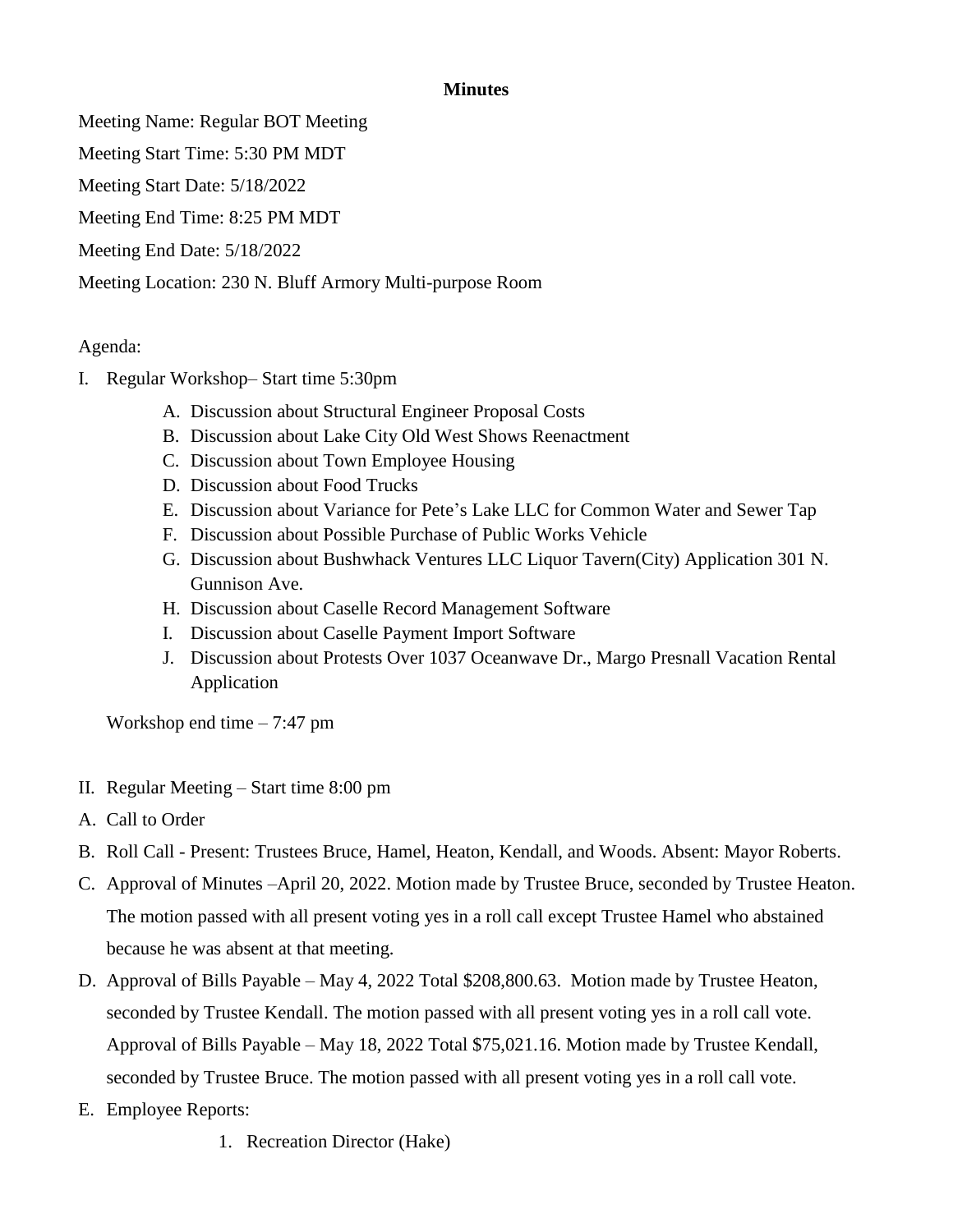**Minutes**

Meeting Name: Regular BOT Meeting

Meeting Start Time: 5:30 PM MDT

Meeting Start Date: 5/18/2022

Meeting End Time: 8:25 PM MDT

Meeting End Date: 5/18/2022

Meeting Location: 230 N. Bluff Armory Multi-purpose Room

Agenda:

I. Regular Workshop– Start time 5:30pm

   A. Discussion about Structural Engineer Proposal Costs
   B. Discussion about Lake City Old West Shows Reenactment
   C. Discussion about Town Employee Housing
   D. Discussion about Food Trucks
   E. Discussion about Variance for Pete's Lake LLC for Common Water and Sewer Tap
   F. Discussion about Possible Purchase of Public Works Vehicle
   G. Discussion about Bushwhack Ventures LLC Liquor Tavern(City) Application 301 N. Gunnison Ave.
   H. Discussion about Caselle Record Management Software
   I. Discussion about Caselle Payment Import Software
   J. Discussion about Protests Over 1037 Oceanwave Dr., Margo Presnall Vacation Rental Application

   Workshop end time – 7:47 pm

II. Regular Meeting – Start time 8:00 pm

A. Call to Order

B. Roll Call - Present: Trustees Bruce, Hamel, Heaton, Kendall, and Woods. Absent: Mayor Roberts.

C. Approval of Minutes –April 20, 2022. Motion made by Trustee Bruce, seconded by Trustee Heaton. The motion passed with all present voting yes in a roll call except Trustee Hamel who abstained because he was absent at that meeting.

D. Approval of Bills Payable – May 4, 2022 Total $208,800.63. Motion made by Trustee Heaton, seconded by Trustee Kendall. The motion passed with all present voting yes in a roll call vote. Approval of Bills Payable – May 18, 2022 Total $75,021.16. Motion made by Trustee Kendall, seconded by Trustee Bruce. The motion passed with all present voting yes in a roll call vote.

E. Employee Reports:

   1. Recreation Director (Hake)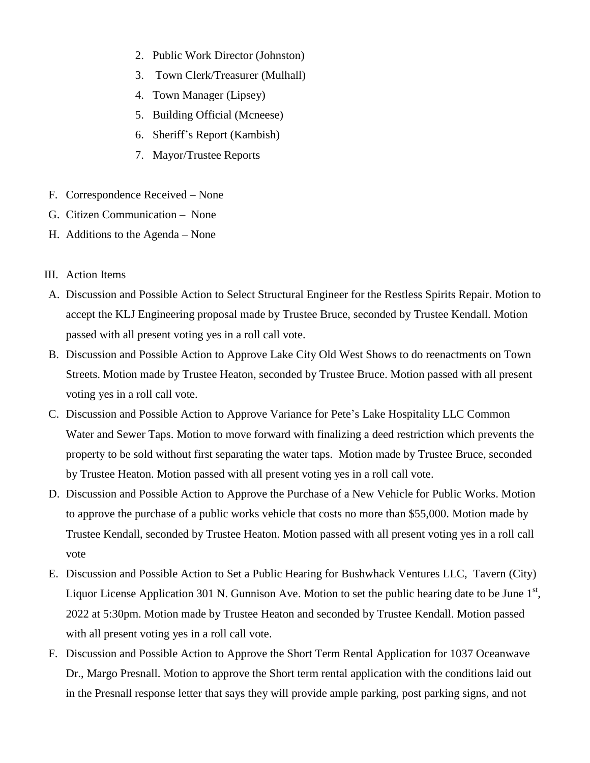2. Public Work Director (Johnston)
3. Town Clerk/Treasurer (Mulhall)
4. Town Manager (Lipsey)
5. Building Official (Mcneese)
6. Sheriff's Report (Kambish)
7. Mayor/Trustee Reports

F. Correspondence Received – None

G. Citizen Communication – None

H. Addition to the Agenda – None

III. Action Items

A. Discussion and Possible Action to Select Structural Engineer for the Restless Spirits Repair. Motion to accept the KLJ Engineering proposal made by Trustee Bruce, seconded by Trustee Kendall. Motion passed with all present voting yes in a roll call vote.

B. Discussion and Possible Action to Approve Lake City Old West Shows to do reenactments on Town Streets. Motion made by Trustee Heaton, seconded by Trustee Bruce. Motion passed with all present voting yes in a roll call vote.

C. Discussion and Possible Action to Approve Variance for Pete's Lake Hospitality LLC Common Water and Sewer Taps. Motion to move forward with finalizing a deed restriction which prevents the property to be sold without first separating the water taps. Motion made by Trustee Bruce, seconded by Trustee Heaton. Motion passed with all present voting yes in a roll call vote.

D. Discussion and Possible Action to Approve the Purchase of a New Vehicle for Public Works. Motion to approve the purchase of a public works vehicle that costs no more than $55,000. Motion made by Trustee Kendall, seconded by Trustee Heaton. Motion passed with all present voting yes in a roll call vote

E. Discussion and Possible Action to Set a Public Hearing for Bushwhack Ventures LLC, Tavern (City) Liquor License Application 301 N. Gunnison Ave. Motion to set the public hearing date to be June 1st, 2022 at 5:30pm. Motion made by Trustee Heaton and seconded by Trustee Kendall. Motion passed with all present voting yes in a roll call vote.

F. Discussion and Possible Action to Approve the Short Term Rental Application for 1037 Oceanwave Dr., Margo Presnall. Motion to approve the Short term rental application with the conditions laid out in the Presnall response letter that says they will provide ample parking, post parking signs, and not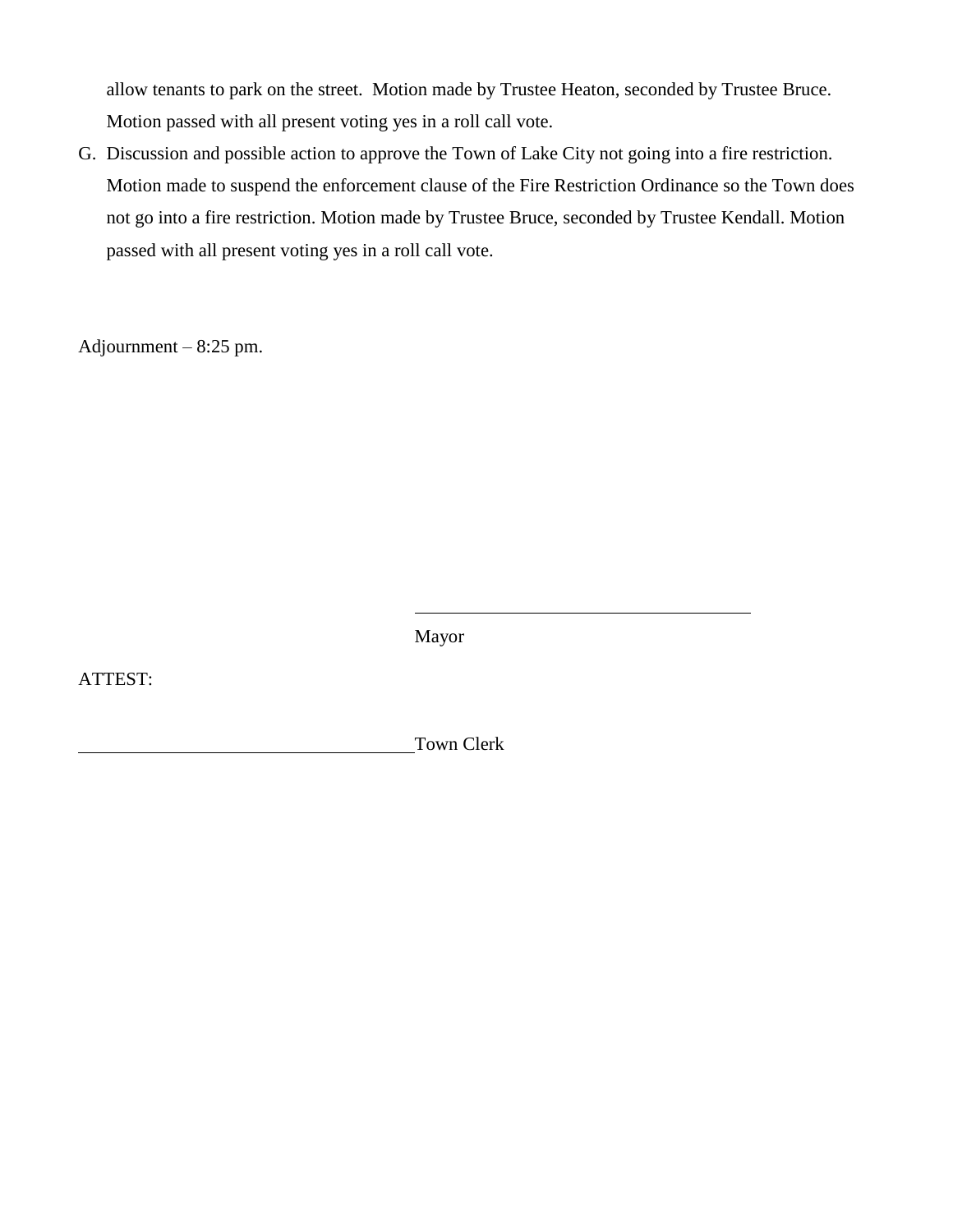allow tenants to park on the street. Motion made by Trustee Heaton, seconded by Trustee Bruce. Motion passed with all present voting yes in a roll call vote.

G. Discussion and possible action to approve the Town of Lake City not going into a fire restriction. Motion made to suspend the enforcement clause of the Fire Restriction Ordinance so the Town does not go into a fire restriction. Motion made by Trustee Bruce, seconded by Trustee Kendall. Motion passed with all present voting yes in a roll call vote.

Adjournment – 8:25 pm.

\_\_\_\_\_\_\_\_\_\_\_\_\_\_\_\_\_\_\_\_\_\_\_\_\_\_\_\_\_\_\_\_\_\_\_\_

Mayor

ATTEST:

\_\_\_\_\_\_\_\_\_\_\_\_\_\_\_\_\_\_\_\_\_\_\_\_\_\_\_\_\_\_\_\_\_\_\_\_Town Clerk